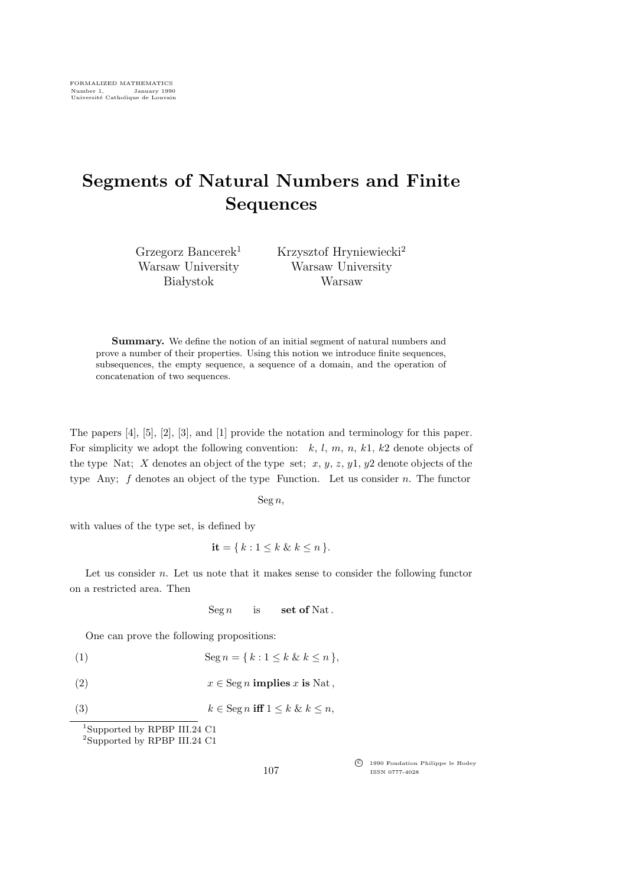# Segments of Natural Numbers and Finite Sequences

Grzegorz Bancerek[1]
Warsaw University
Białystok

Krzysztof Hryniewiecki[2]
Warsaw University
Warsaw

**Summary.** We define the notion of an initial segment of natural numbers and prove a number of their properties. Using this notion we introduce finite sequences, subsequences, the empty sequence, a sequence of a domain, and the operation of concatenation of two sequences.

The papers [4], [5], [2], [3], and [1] provide the notation and terminology for this paper. For simplicity we adopt the following convention: $k$, $l$, $m$, $n$, $k1$, $k2$ denote objects of the type Nat; $X$ denotes an object of the type set; $x$, $y$, $z$, $y1$, $y2$ denote objects of the type Any; $f$ denotes an object of the type Function. Let us consider $n$. The functor

$$\operatorname{Seg} n,$$

with values of the type set, is defined by

$$\textbf{it} = \{ k : 1 \leq k \;\&\; k \leq n \}.$$

Let us consider $n$. Let us note that it makes sense to consider the following functor on a restricted area. Then

$$\operatorname{Seg} n \qquad \text{is} \qquad \textbf{set of } \mathrm{Nat}\,.$$

One can prove the following propositions:

$$(1) \qquad \operatorname{Seg} n = \{ k : 1 \leq k \;\&\; k \leq n \},$$

$$(2) \qquad x \in \operatorname{Seg} n \textbf{ implies } x \textbf{ is } \mathrm{Nat}\,,$$

$$(3) \qquad k \in \operatorname{Seg} n \textbf{ iff } 1 \leq k \;\&\; k \leq n,$$

[1]Supported by RPBP III.24 C1
[2]Supported by RPBP III.24 C1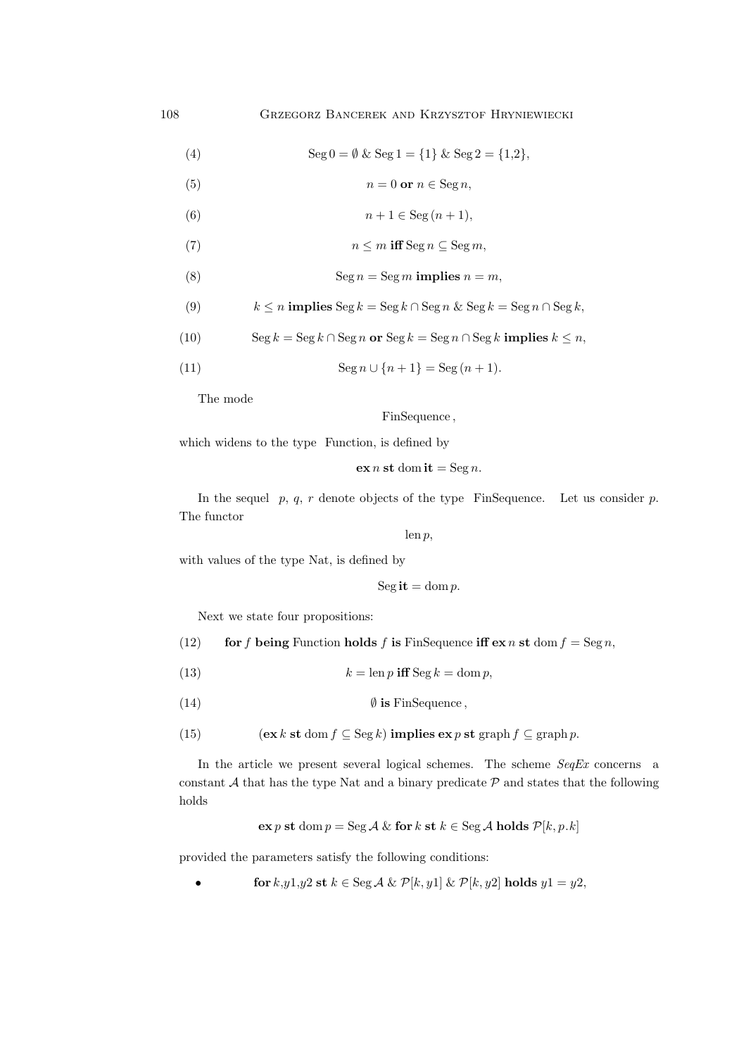$$\text{Seg}\,0 = \emptyset \ \&\ \text{Seg}\,1 = \{1\} \ \&\ \text{Seg}\,2 = \{1{,}2\}, \tag{4}$$

$$n = 0 \ \textbf{or}\ n \in \text{Seg}\,n, \tag{5}$$

$$n + 1 \in \text{Seg}\,(n + 1), \tag{6}$$

$$n \leq m \ \textbf{iff}\ \text{Seg}\,n \subseteq \text{Seg}\,m, \tag{7}$$

$$\text{Seg}\,n = \text{Seg}\,m \ \textbf{implies}\ n = m, \tag{8}$$

$$k \leq n \ \textbf{implies}\ \text{Seg}\,k = \text{Seg}\,k \cap \text{Seg}\,n \ \&\ \text{Seg}\,k = \text{Seg}\,n \cap \text{Seg}\,k, \tag{9}$$

$$\text{Seg}\,k = \text{Seg}\,k \cap \text{Seg}\,n \ \textbf{or}\ \text{Seg}\,k = \text{Seg}\,n \cap \text{Seg}\,k \ \textbf{implies}\ k \leq n, \tag{10}$$

$$\text{Seg}\,n \cup \{n + 1\} = \text{Seg}\,(n + 1). \tag{11}$$

The mode

$$\text{FinSequence}\,,$$

which widens to the type Function, is defined by

$$\textbf{ex}\ n\ \textbf{st}\ \text{dom}\,\textbf{it} = \text{Seg}\,n.$$

In the sequel $p$, $q$, $r$ denote objects of the type FinSequence. Let us consider $p$. The functor

$$\text{len}\,p,$$

with values of the type Nat, is defined by

$$\text{Seg}\,\textbf{it} = \text{dom}\,p.$$

Next we state four propositions:

$$\textbf{for}\ f\ \textbf{being}\ \text{Function}\ \textbf{holds}\ f\ \textbf{is}\ \text{FinSequence}\ \textbf{iff}\ \textbf{ex}\ n\ \textbf{st}\ \text{dom}\,f = \text{Seg}\,n, \tag{12}$$

$$k = \text{len}\,p\ \textbf{iff}\ \text{Seg}\,k = \text{dom}\,p, \tag{13}$$

$$\emptyset\ \textbf{is}\ \text{FinSequence}\,, \tag{14}$$

$$(\textbf{ex}\ k\ \textbf{st}\ \text{dom}\,f \subseteq \text{Seg}\,k)\ \textbf{implies}\ \textbf{ex}\ p\ \textbf{st}\ \text{graph}\,f \subseteq \text{graph}\,p. \tag{15}$$

In the article we present several logical schemes. The scheme *SeqEx* concerns a constant $\mathcal{A}$ that has the type Nat and a binary predicate $\mathcal{P}$ and states that the following holds

$$\textbf{ex}\ p\ \textbf{st}\ \text{dom}\,p = \text{Seg}\,\mathcal{A}\ \&\ \textbf{for}\ k\ \textbf{st}\ k \in \text{Seg}\,\mathcal{A}\ \textbf{holds}\ \mathcal{P}[k, p.k]$$

provided the parameters satisfy the following conditions:

- $\textbf{for}\ k{,}y1{,}y2\ \textbf{st}\ k \in \text{Seg}\,\mathcal{A}\ \&\ \mathcal{P}[k, y1]\ \&\ \mathcal{P}[k, y2]\ \textbf{holds}\ y1 = y2,$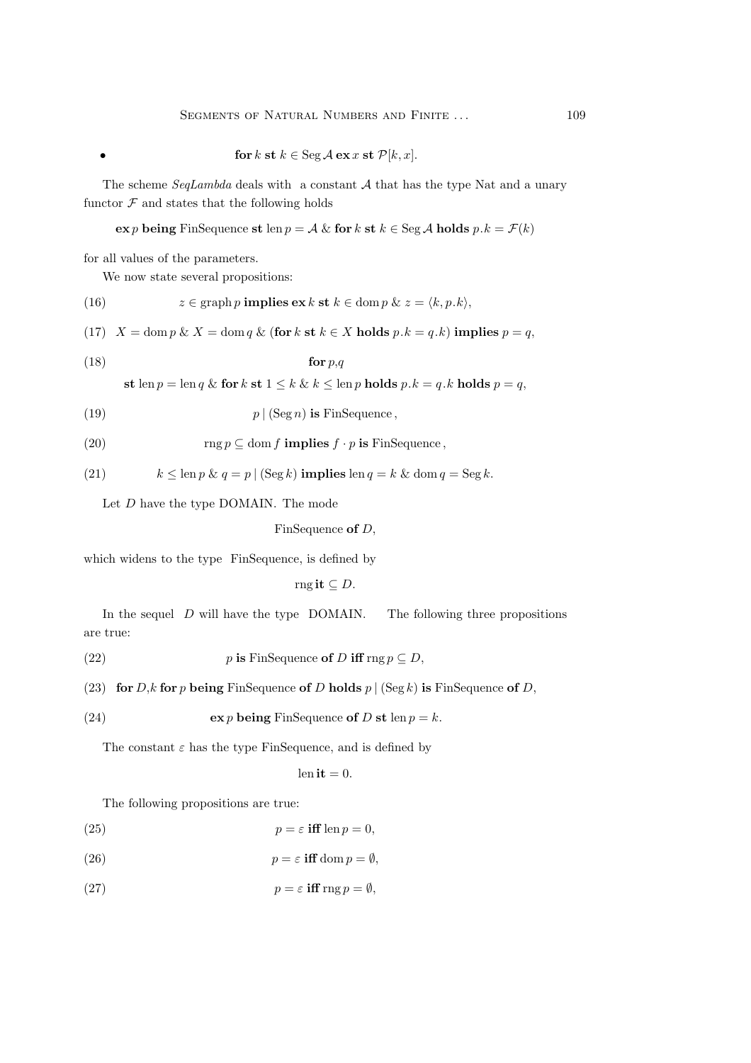- $$\textbf{for } k \textbf{ st } k \in \operatorname{Seg} \mathcal{A} \textbf{ ex } x \textbf{ st } \mathcal{P}[k, x].$$

The scheme *SeqLambda* deals with a constant $\mathcal{A}$ that has the type Nat and a unary functor $\mathcal{F}$ and states that the following holds

$$\textbf{ex } p \textbf{ being } \text{FinSequence} \textbf{ st } \operatorname{len} p = \mathcal{A} \ \& \ \textbf{for } k \textbf{ st } k \in \operatorname{Seg} \mathcal{A} \textbf{ holds } p.k = \mathcal{F}(k)$$

for all values of the parameters.

We now state several propositions:

$$z \in \operatorname{graph} p \textbf{ implies ex } k \textbf{ st } k \in \operatorname{dom} p \ \& \ z = \langle k, p.k \rangle, \tag{16}$$

$$X = \operatorname{dom} p \ \& \ X = \operatorname{dom} q \ \& \ (\textbf{for } k \textbf{ st } k \in X \textbf{ holds } p.k = q.k) \textbf{ implies } p = q, \tag{17}$$

$$\textbf{for } p, q \tag{18}$$
$$\textbf{st } \operatorname{len} p = \operatorname{len} q \ \& \ \textbf{for } k \textbf{ st } 1 \leq k \ \& \ k \leq \operatorname{len} p \textbf{ holds } p.k = q.k \textbf{ holds } p = q,$$

$$p \mid (\operatorname{Seg} n) \textbf{ is } \text{FinSequence}, \tag{19}$$

$$\operatorname{rng} p \subseteq \operatorname{dom} f \textbf{ implies } f \cdot p \textbf{ is } \text{FinSequence}, \tag{20}$$

$$k \leq \operatorname{len} p \ \& \ q = p \mid (\operatorname{Seg} k) \textbf{ implies } \operatorname{len} q = k \ \& \ \operatorname{dom} q = \operatorname{Seg} k. \tag{21}$$

Let $D$ have the type DOMAIN. The mode

$$\text{FinSequence } \textbf{of } D,$$

which widens to the type FinSequence, is defined by

$$\operatorname{rng} \textbf{it} \subseteq D.$$

In the sequel $D$ will have the type DOMAIN. The following three propositions are true:

$$p \textbf{ is } \text{FinSequence } \textbf{of } D \textbf{ iff } \operatorname{rng} p \subseteq D, \tag{22}$$

$$\textbf{for } D, k \textbf{ for } p \textbf{ being } \text{FinSequence } \textbf{of } D \textbf{ holds } p \mid (\operatorname{Seg} k) \textbf{ is } \text{FinSequence } \textbf{of } D, \tag{23}$$

$$\textbf{ex } p \textbf{ being } \text{FinSequence } \textbf{of } D \textbf{ st } \operatorname{len} p = k. \tag{24}$$

The constant $\varepsilon$ has the type FinSequence, and is defined by

$$\operatorname{len} \textbf{it} = 0.$$

The following propositions are true:

$$p = \varepsilon \textbf{ iff } \operatorname{len} p = 0, \tag{25}$$

$$p = \varepsilon \textbf{ iff } \operatorname{dom} p = \emptyset, \tag{26}$$

$$p = \varepsilon \textbf{ iff } \operatorname{rng} p = \emptyset, \tag{27}$$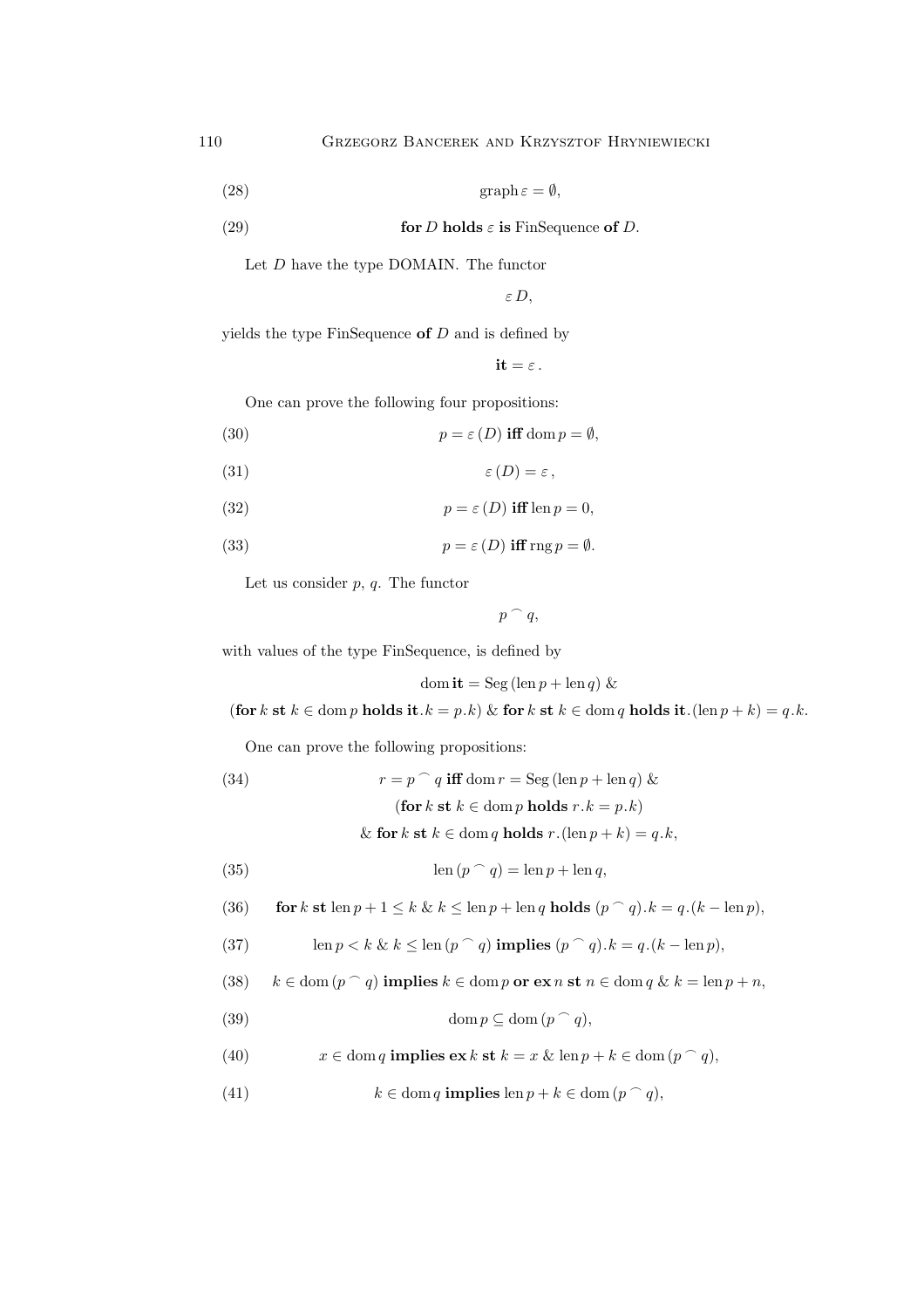$$\operatorname{graph} \varepsilon = \emptyset, \tag{28}$$

$$\textbf{for } D \textbf{ holds } \varepsilon \textbf{ is } \text{FinSequence } \textbf{of } D. \tag{29}$$

Let $D$ have the type DOMAIN. The functor

$$\varepsilon\, D,$$

yields the type FinSequence **of** $D$ and is defined by

$$\textbf{it} = \varepsilon\,.$$

One can prove the following four propositions:

$$p = \varepsilon\,(D) \textbf{ iff } \operatorname{dom} p = \emptyset, \tag{30}$$

$$\varepsilon\,(D) = \varepsilon\,, \tag{31}$$

$$p = \varepsilon\,(D) \textbf{ iff } \operatorname{len} p = 0, \tag{32}$$

$$p = \varepsilon\,(D) \textbf{ iff } \operatorname{rng} p = \emptyset. \tag{33}$$

Let us consider $p$, $q$. The functor

$$p \frown q,$$

with values of the type FinSequence, is defined by

$$\operatorname{dom} \textbf{it} = \operatorname{Seg}(\operatorname{len} p + \operatorname{len} q)\ \&$$

$$(\textbf{for } k \textbf{ st } k \in \operatorname{dom} p \textbf{ holds it}.k = p.k)\ \&\ \textbf{for } k \textbf{ st } k \in \operatorname{dom} q \textbf{ holds it}.(\operatorname{len} p + k) = q.k.$$

One can prove the following propositions:

$$\begin{aligned} r = p \frown q \textbf{ iff } & \operatorname{dom} r = \operatorname{Seg}(\operatorname{len} p + \operatorname{len} q)\ \& \\ & (\textbf{for } k \textbf{ st } k \in \operatorname{dom} p \textbf{ holds } r.k = p.k) \\ & \&\ \textbf{for } k \textbf{ st } k \in \operatorname{dom} q \textbf{ holds } r.(\operatorname{len} p + k) = q.k, \end{aligned} \tag{34}$$

$$\operatorname{len}(p \frown q) = \operatorname{len} p + \operatorname{len} q, \tag{35}$$

$$\textbf{for } k \textbf{ st } \operatorname{len} p + 1 \leq k\ \&\ k \leq \operatorname{len} p + \operatorname{len} q \textbf{ holds } (p \frown q).k = q.(k - \operatorname{len} p), \tag{36}$$

$$\operatorname{len} p < k\ \&\ k \leq \operatorname{len}(p \frown q) \textbf{ implies } (p \frown q).k = q.(k - \operatorname{len} p), \tag{37}$$

$$k \in \operatorname{dom}(p \frown q) \textbf{ implies } k \in \operatorname{dom} p \textbf{ or ex } n \textbf{ st } n \in \operatorname{dom} q\ \&\ k = \operatorname{len} p + n, \tag{38}$$

$$\operatorname{dom} p \subseteq \operatorname{dom}(p \frown q), \tag{39}$$

$$x \in \operatorname{dom} q \textbf{ implies ex } k \textbf{ st } k = x\ \&\ \operatorname{len} p + k \in \operatorname{dom}(p \frown q), \tag{40}$$

$$k \in \operatorname{dom} q \textbf{ implies } \operatorname{len} p + k \in \operatorname{dom}(p \frown q), \tag{41}$$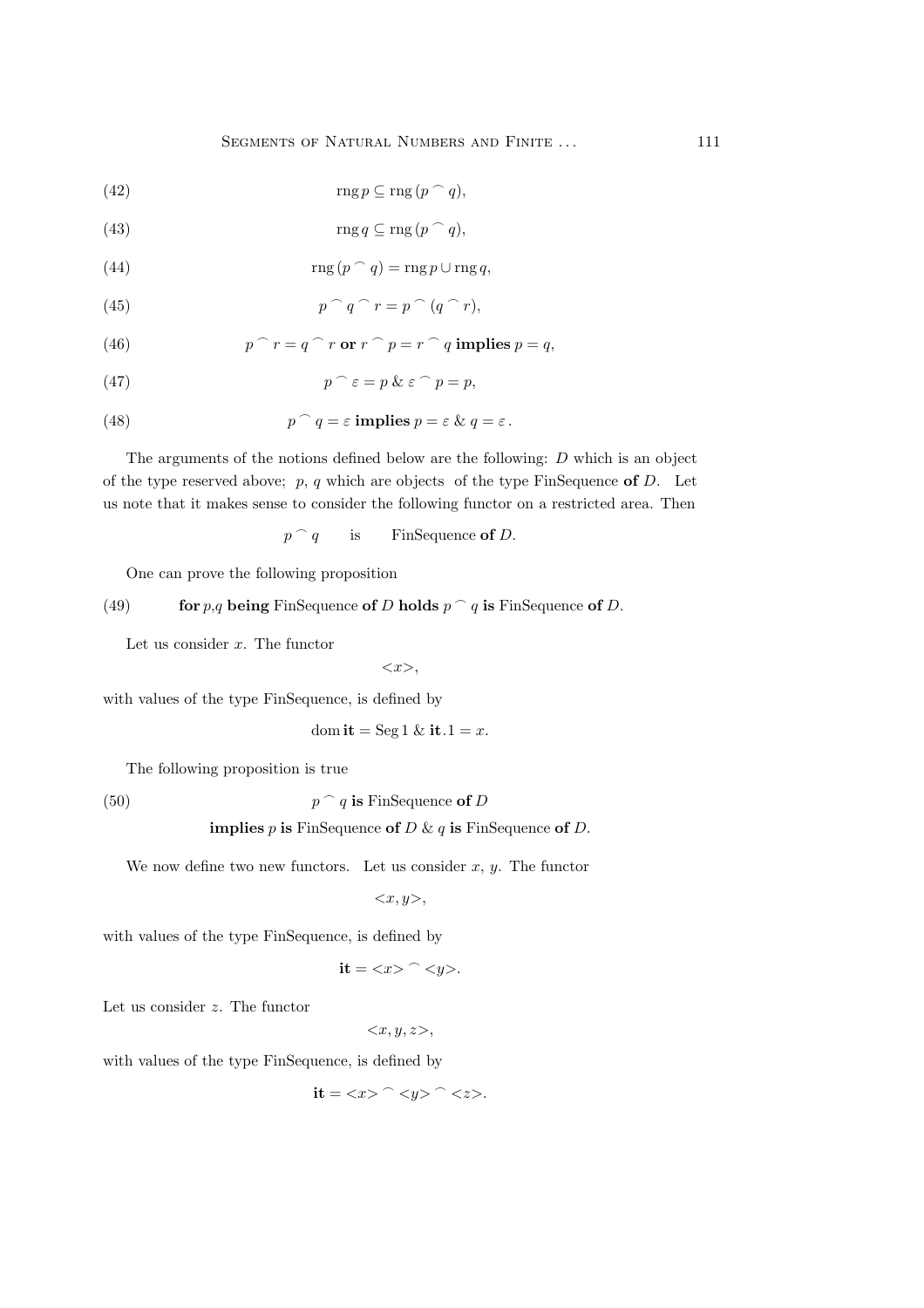$$\operatorname{rng} p \subseteq \operatorname{rng}(p \frown q), \tag{42}$$

$$\operatorname{rng} q \subseteq \operatorname{rng}(p \frown q), \tag{43}$$

$$\operatorname{rng}(p \frown q) = \operatorname{rng} p \cup \operatorname{rng} q, \tag{44}$$

$$p \frown q \frown r = p \frown (q \frown r), \tag{45}$$

$$p \frown r = q \frown r \ \textbf{or}\ r \frown p = r \frown q \ \textbf{implies}\ p = q, \tag{46}$$

$$p \frown \varepsilon = p \ \&\ \varepsilon \frown p = p, \tag{47}$$

$$p \frown q = \varepsilon \ \textbf{implies}\ p = \varepsilon \ \&\ q = \varepsilon\,. \tag{48}$$

The arguments of the notions defined below are the following: $D$ which is an object of the type reserved above; $p$, $q$ which are objects of the type FinSequence **of** $D$. Let us note that it makes sense to consider the following functor on a restricted area. Then

$$p \frown q \qquad \text{is} \qquad \text{FinSequence } \textbf{of } D.$$

One can prove the following proposition

$$\textbf{for}\ p,q\ \textbf{being}\ \text{FinSequence}\ \textbf{of}\ D\ \textbf{holds}\ p \frown q\ \textbf{is}\ \text{FinSequence}\ \textbf{of}\ D. \tag{49}$$

Let us consider $x$. The functor

$$<\!x\!>,$$

with values of the type FinSequence, is defined by

$$\operatorname{dom} \textbf{it} = \operatorname{Seg} 1 \ \&\ \textbf{it}.1 = x.$$

The following proposition is true

$$p \frown q\ \textbf{is}\ \text{FinSequence}\ \textbf{of}\ D \ \textbf{implies}\ p\ \textbf{is}\ \text{FinSequence}\ \textbf{of}\ D \ \&\ q\ \textbf{is}\ \text{FinSequence}\ \textbf{of}\ D. \tag{50}$$

We now define two new functors. Let us consider $x$, $y$. The functor

$$<\!x, y\!>,$$

with values of the type FinSequence, is defined by

$$\textbf{it} = <\!x\!> \frown <\!y\!>.$$

Let us consider $z$. The functor

$$<\!x, y, z\!>,$$

with values of the type FinSequence, is defined by

$$\textbf{it} = <\!x\!> \frown <\!y\!> \frown <\!z\!>.$$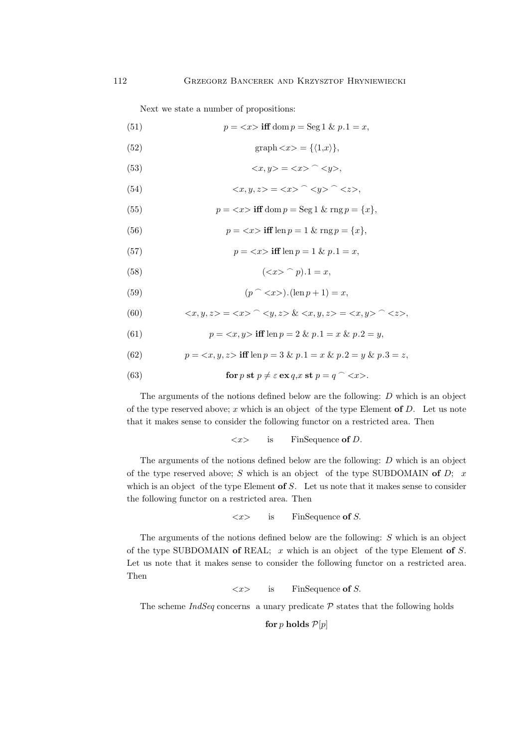Next we state a number of propositions:

$$p = {<}x{>} \textbf{ iff } \operatorname{dom} p = \operatorname{Seg} 1 \ \& \ p.1 = x, \tag{51}$$

$$\operatorname{graph} {<}x{>} = \{\langle 1,x \rangle\}, \tag{52}$$

$${<}x, y{>} = {<}x{>} \mathbin{^\frown} {<}y{>}, \tag{53}$$

$${<}x, y, z{>} = {<}x{>} \mathbin{^\frown} {<}y{>} \mathbin{^\frown} {<}z{>}, \tag{54}$$

$$p = {<}x{>} \textbf{ iff } \operatorname{dom} p = \operatorname{Seg} 1 \ \& \ \operatorname{rng} p = \{x\}, \tag{55}$$

$$p = {<}x{>} \textbf{ iff } \operatorname{len} p = 1 \ \& \ \operatorname{rng} p = \{x\}, \tag{56}$$

$$p = {<}x{>} \textbf{ iff } \operatorname{len} p = 1 \ \& \ p.1 = x, \tag{57}$$

$$({<}x{>} \mathbin{^\frown} p).1 = x, \tag{58}$$

$$(p \mathbin{^\frown} {<}x{>}).(\operatorname{len} p + 1) = x, \tag{59}$$

$${<}x, y, z{>} = {<}x{>} \mathbin{^\frown} {<}y, z{>} \ \& \ {<}x, y, z{>} = {<}x, y{>} \mathbin{^\frown} {<}z{>}, \tag{60}$$

$$p = {<}x, y{>} \textbf{ iff } \operatorname{len} p = 2 \ \& \ p.1 = x \ \& \ p.2 = y, \tag{61}$$

$$p = {<}x, y, z{>} \textbf{ iff } \operatorname{len} p = 3 \ \& \ p.1 = x \ \& \ p.2 = y \ \& \ p.3 = z, \tag{62}$$

$$\textbf{for } p \textbf{ st } p \neq \varepsilon \textbf{ ex } q,x \textbf{ st } p = q \mathbin{^\frown} {<}x{>}. \tag{63}$$

The arguments of the notions defined below are the following: $D$ which is an object of the type reserved above; $x$ which is an object of the type Element **of** $D$. Let us note that it makes sense to consider the following functor on a restricted area. Then

$${<}x{>} \qquad \text{is} \qquad \text{FinSequence } \textbf{of } D.$$

The arguments of the notions defined below are the following: $D$ which is an object of the type reserved above; $S$ which is an object of the type SUBDOMAIN **of** $D$; $x$ which is an object of the type Element **of** $S$. Let us note that it makes sense to consider the following functor on a restricted area. Then

$${<}x{>} \qquad \text{is} \qquad \text{FinSequence } \textbf{of } S.$$

The arguments of the notions defined below are the following: $S$ which is an object of the type SUBDOMAIN **of** REAL; $x$ which is an object of the type Element **of** $S$. Let us note that it makes sense to consider the following functor on a restricted area. Then

$${<}x{>} \qquad \text{is} \qquad \text{FinSequence } \textbf{of } S.$$

The scheme *IndSeq* concerns a unary predicate $\mathcal{P}$ states that the following holds

$$\textbf{for } p \textbf{ holds } \mathcal{P}[p]$$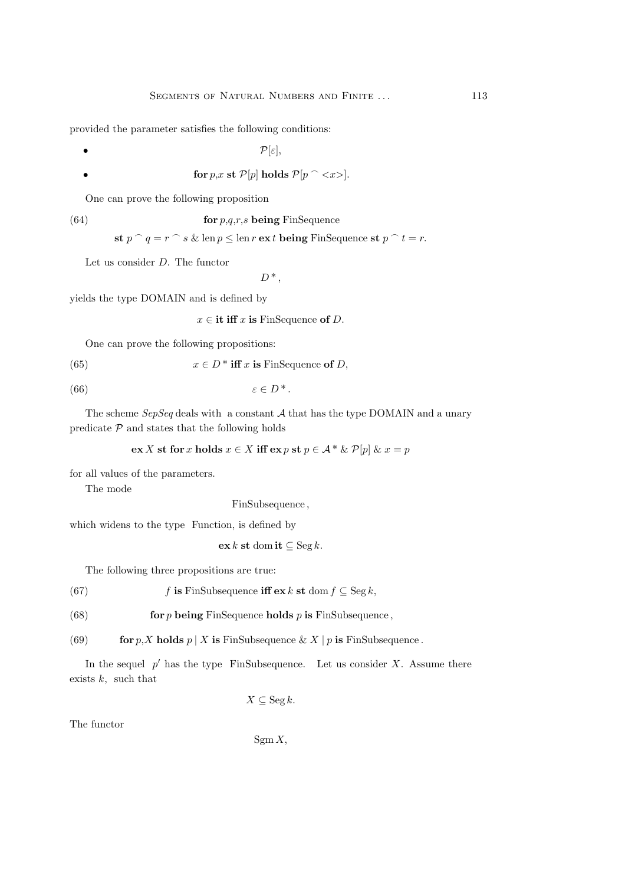provided the parameter satisfies the following conditions:

- $\mathcal{P}[\varepsilon]$,
- **for** $p$,$x$ **st** $\mathcal{P}[p]$ **holds** $\mathcal{P}[p \frown <x>]$.

One can prove the following proposition

(64) **for** $p$,$q$,$r$,$s$ **being** FinSequence **st** $p \frown q = r \frown s$ & $\operatorname{len} p \leq \operatorname{len} r$ **ex** $t$ **being** FinSequence **st** $p \frown t = r$.

Let us consider $D$. The functor

$$D^*,$$

yields the type DOMAIN and is defined by

$$x \in \textbf{it} \textbf{ iff } x \textbf{ is} \text{ FinSequence } \textbf{of } D.$$

One can prove the following propositions:

(65) $x \in D^*$ **iff** $x$ **is** FinSequence **of** $D$,

(66) $\varepsilon \in D^*$.

The scheme *SepSeq* deals with a constant $\mathcal{A}$ that has the type DOMAIN and a unary predicate $\mathcal{P}$ and states that the following holds

$$\textbf{ex } X \textbf{ st for } x \textbf{ holds } x \in X \textbf{ iff ex } p \textbf{ st } p \in \mathcal{A}^* \ \& \ \mathcal{P}[p] \ \& \ x = p$$

for all values of the parameters.

The mode

FinSubsequence,

which widens to the type Function, is defined by

$$\textbf{ex } k \textbf{ st } \operatorname{dom} \textbf{it} \subseteq \operatorname{Seg} k.$$

The following three propositions are true:

(67) $f$ **is** FinSubsequence **iff** **ex** $k$ **st** $\operatorname{dom} f \subseteq \operatorname{Seg} k$,

(68) **for** $p$ **being** FinSequence **holds** $p$ **is** FinSubsequence,

(69) **for** $p$,$X$ **holds** $p \mid X$ **is** FinSubsequence & $X \mid p$ **is** FinSubsequence.

In the sequel $p'$ has the type FinSubsequence. Let us consider $X$. Assume there exists $k$, such that

$$X \subseteq \operatorname{Seg} k.$$

The functor

$$\operatorname{Sgm} X,$$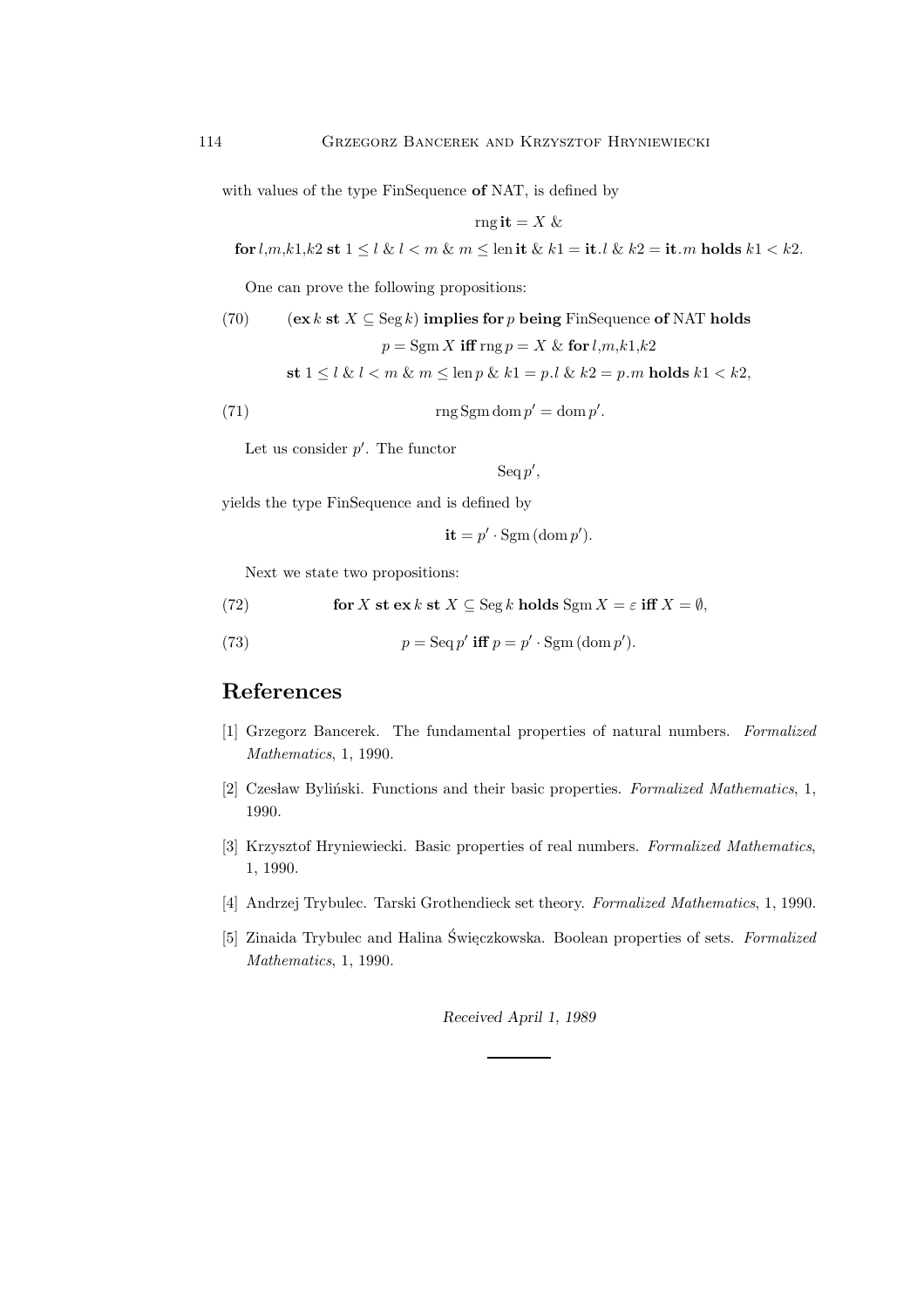with values of the type FinSequence **of** NAT, is defined by

$$\mathrm{rng}\,\mathbf{it} = X \ \&$$

$$\mathbf{for}\ l,m,k1,k2\ \mathbf{st}\ 1 \leq l \ \&\ l < m \ \&\ m \leq \mathrm{len}\,\mathbf{it} \ \&\ k1 = \mathbf{it}.l \ \&\ k2 = \mathbf{it}.m\ \mathbf{holds}\ k1 < k2.$$

One can prove the following propositions:

(70) $(\mathbf{ex}\ k\ \mathbf{st}\ X \subseteq \mathrm{Seg}\,k)$ **implies for** $p$ **being** FinSequence **of** NAT **holds** $p = \mathrm{Sgm}\,X$ **iff** $\mathrm{rng}\,p = X$ & **for** $l,m,k1,k2$ **st** $1 \leq l$ & $l < m$ & $m \leq \mathrm{len}\,p$ & $k1 = p.l$ & $k2 = p.m$ **holds** $k1 < k2$,

(71) $$\mathrm{rng}\,\mathrm{Sgm}\,\mathrm{dom}\,p' = \mathrm{dom}\,p'.$$

Let us consider $p'$. The functor

$$\mathrm{Seq}\,p',$$

yields the type FinSequence and is defined by

$$\mathbf{it} = p' \cdot \mathrm{Sgm}\,(\mathrm{dom}\,p').$$

Next we state two propositions:

(72) **for** $X$ **st ex** $k$ **st** $X \subseteq \mathrm{Seg}\,k$ **holds** $\mathrm{Sgm}\,X = \varepsilon$ **iff** $X = \emptyset$,

(73) $p = \mathrm{Seq}\,p'$ **iff** $p = p' \cdot \mathrm{Sgm}\,(\mathrm{dom}\,p')$.

## References

[1] Grzegorz Bancerek. The fundamental properties of natural numbers. *Formalized Mathematics*, 1, 1990.

[2] Czesław Byliński. Functions and their basic properties. *Formalized Mathematics*, 1, 1990.

[3] Krzysztof Hryniewiecki. Basic properties of real numbers. *Formalized Mathematics*, 1, 1990.

[4] Andrzej Trybulec. Tarski Grothendieck set theory. *Formalized Mathematics*, 1, 1990.

[5] Zinaida Trybulec and Halina Święczkowska. Boolean properties of sets. *Formalized Mathematics*, 1, 1990.

*Received April 1, 1989*